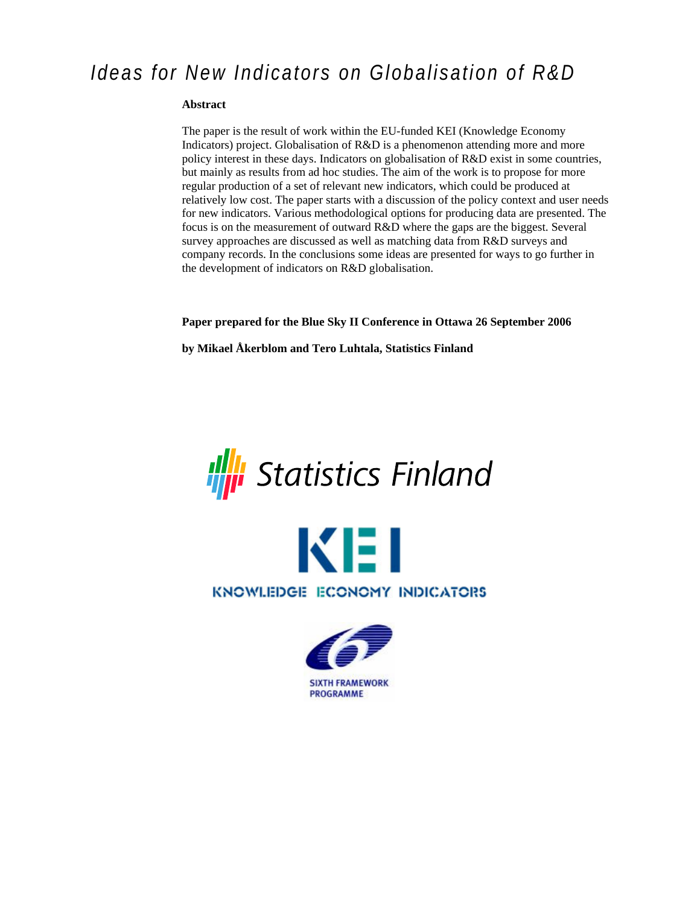# Ideas for New Indicators on Globalisation of R&D

**Abstract**

The paper is the result of work within the EU-funded KEI (Knowledge Economy Indicators) project. Globalisation of R&D is a phenomenon attending more and more policy interest in these days. Indicators on globalisation of R&D exist in some countries, but mainly as results from ad hoc studies. The aim of the work is to propose for more regular production of a set of relevant new indicators, which could be produced at relatively low cost. The paper starts with a discussion of the policy context and user needs for new indicators. Various methodological options for producing data are presented. The focus is on the measurement of outward R&D where the gaps are the biggest. Several survey approaches are discussed as well as matching data from R&D surveys and company records. In the conclusions some ideas are presented for ways to go further in the development of indicators on R&D globalisation.

**Paper prepared for the Blue Sky II Conference in Ottawa 26 September 2006**

**by Mikael Åkerblom and Tero Luhtala, Statistics Finland**

Statistics Finland

KEI

KNOWLEDGE ECONOMY INDICATORS

SIXTH FRAMEWORK PROGRAMME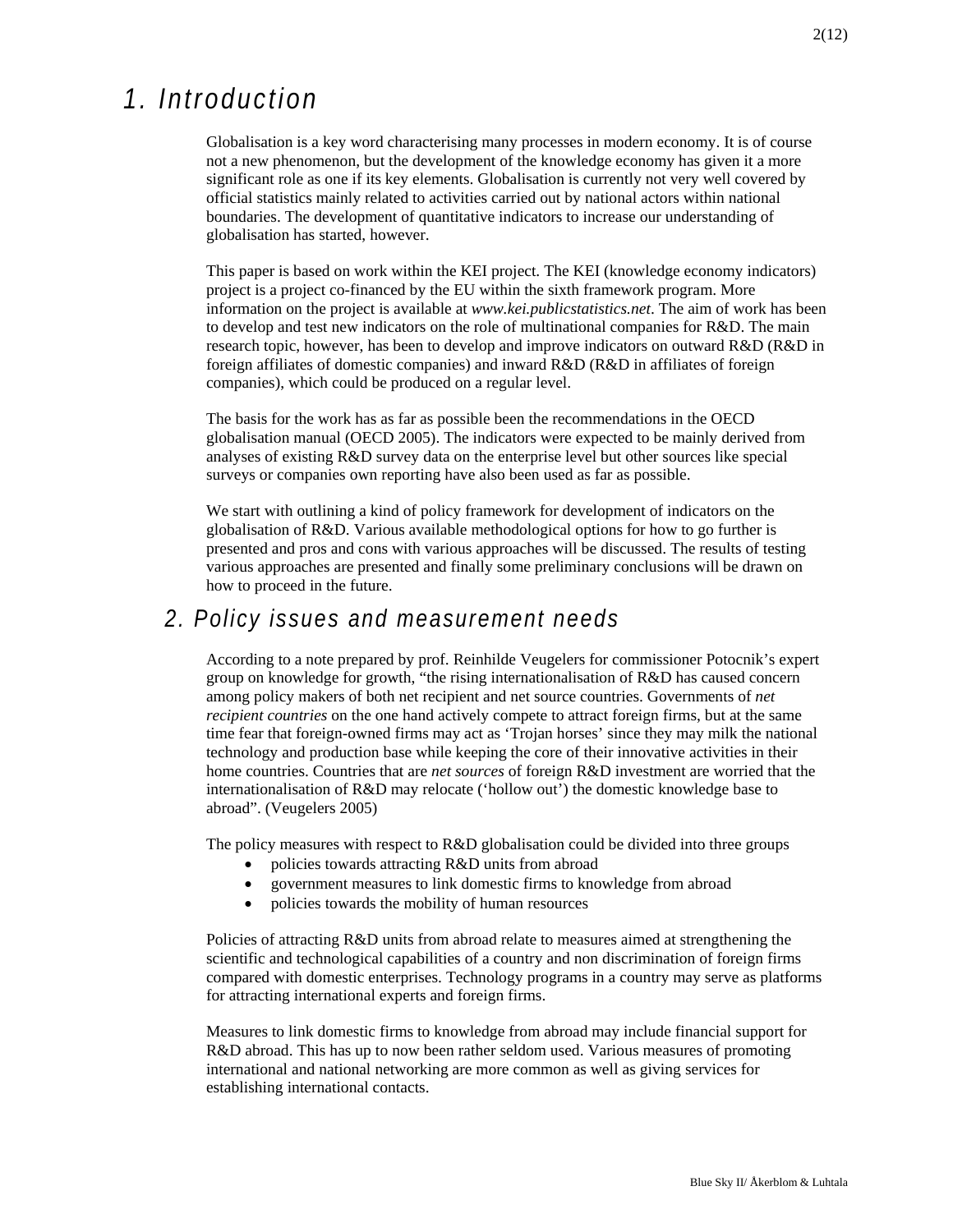# 1. Introduction

Globalisation is a key word characterising many processes in modern economy. It is of course not a new phenomenon, but the development of the knowledge economy has given it a more significant role as one if its key elements. Globalisation is currently not very well covered by official statistics mainly related to activities carried out by national actors within national boundaries. The development of quantitative indicators to increase our understanding of globalisation has started, however.

This paper is based on work within the KEI project. The KEI (knowledge economy indicators) project is a project co-financed by the EU within the sixth framework program. More information on the project is available at *www.kei.publicstatistics.net*. The aim of work has been to develop and test new indicators on the role of multinational companies for R&D. The main research topic, however, has been to develop and improve indicators on outward R&D (R&D in foreign affiliates of domestic companies) and inward R&D (R&D in affiliates of foreign companies), which could be produced on a regular level.

The basis for the work has as far as possible been the recommendations in the OECD globalisation manual (OECD 2005). The indicators were expected to be mainly derived from analyses of existing R&D survey data on the enterprise level but other sources like special surveys or companies own reporting have also been used as far as possible.

We start with outlining a kind of policy framework for development of indicators on the globalisation of R&D. Various available methodological options for how to go further is presented and pros and cons with various approaches will be discussed. The results of testing various approaches are presented and finally some preliminary conclusions will be drawn on how to proceed in the future.

## 2. Policy issues and measurement needs

According to a note prepared by prof. Reinhilde Veugelers for commissioner Potocnik's expert group on knowledge for growth, "the rising internationalisation of R&D has caused concern among policy makers of both net recipient and net source countries. Governments of *net recipient countries* on the one hand actively compete to attract foreign firms, but at the same time fear that foreign-owned firms may act as 'Trojan horses' since they may milk the national technology and production base while keeping the core of their innovative activities in their home countries. Countries that are *net sources* of foreign R&D investment are worried that the internationalisation of R&D may relocate ('hollow out') the domestic knowledge base to abroad". (Veugelers 2005)

The policy measures with respect to R&D globalisation could be divided into three groups

- policies towards attracting R&D units from abroad
- government measures to link domestic firms to knowledge from abroad
- policies towards the mobility of human resources

Policies of attracting R&D units from abroad relate to measures aimed at strengthening the scientific and technological capabilities of a country and non discrimination of foreign firms compared with domestic enterprises. Technology programs in a country may serve as platforms for attracting international experts and foreign firms.

Measures to link domestic firms to knowledge from abroad may include financial support for R&D abroad. This has up to now been rather seldom used. Various measures of promoting international and national networking are more common as well as giving services for establishing international contacts.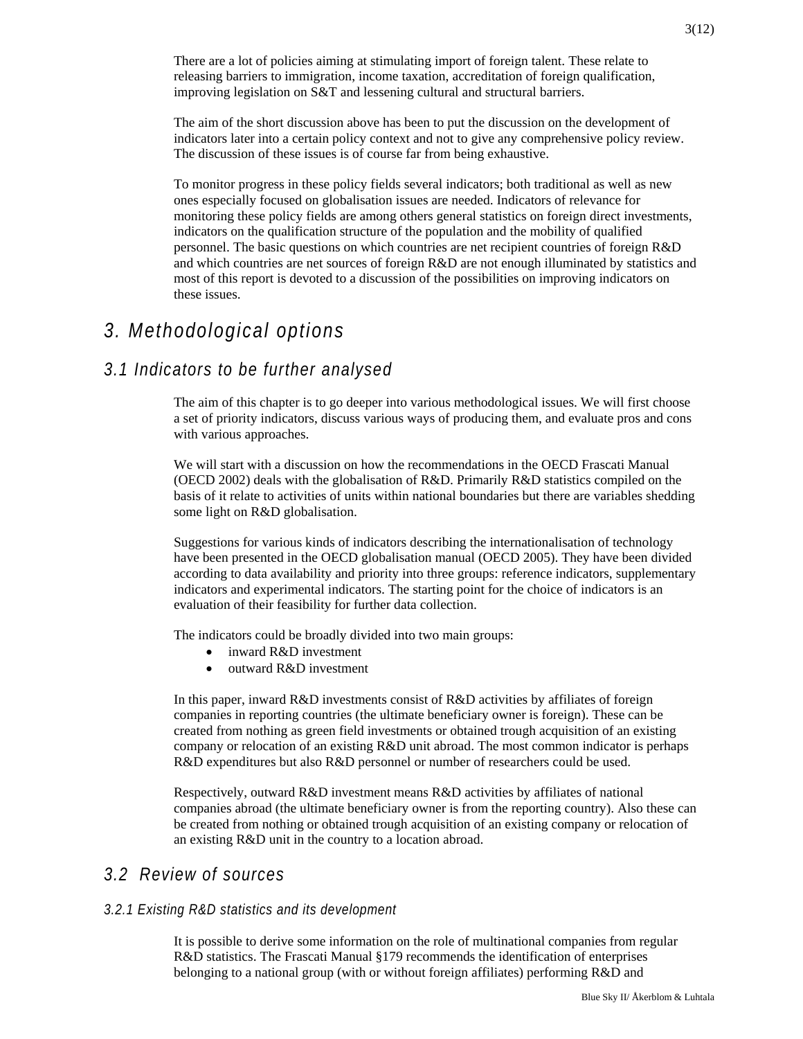There are a lot of policies aiming at stimulating import of foreign talent. These relate to releasing barriers to immigration, income taxation, accreditation of foreign qualification, improving legislation on S&T and lessening cultural and structural barriers.

The aim of the short discussion above has been to put the discussion on the development of indicators later into a certain policy context and not to give any comprehensive policy review. The discussion of these issues is of course far from being exhaustive.

To monitor progress in these policy fields several indicators; both traditional as well as new ones especially focused on globalisation issues are needed. Indicators of relevance for monitoring these policy fields are among others general statistics on foreign direct investments, indicators on the qualification structure of the population and the mobility of qualified personnel. The basic questions on which countries are net recipient countries of foreign R&D and which countries are net sources of foreign R&D are not enough illuminated by statistics and most of this report is devoted to a discussion of the possibilities on improving indicators on these issues.

# 3. Methodological options

## 3.1 Indicators to be further analysed

The aim of this chapter is to go deeper into various methodological issues. We will first choose a set of priority indicators, discuss various ways of producing them, and evaluate pros and cons with various approaches.

We will start with a discussion on how the recommendations in the OECD Frascati Manual (OECD 2002) deals with the globalisation of R&D. Primarily R&D statistics compiled on the basis of it relate to activities of units within national boundaries but there are variables shedding some light on R&D globalisation.

Suggestions for various kinds of indicators describing the internationalisation of technology have been presented in the OECD globalisation manual (OECD 2005). They have been divided according to data availability and priority into three groups: reference indicators, supplementary indicators and experimental indicators. The starting point for the choice of indicators is an evaluation of their feasibility for further data collection.

The indicators could be broadly divided into two main groups:

- inward R&D investment
- outward R&D investment

In this paper, inward R&D investments consist of R&D activities by affiliates of foreign companies in reporting countries (the ultimate beneficiary owner is foreign). These can be created from nothing as green field investments or obtained trough acquisition of an existing company or relocation of an existing R&D unit abroad. The most common indicator is perhaps R&D expenditures but also R&D personnel or number of researchers could be used.

Respectively, outward R&D investment means R&D activities by affiliates of national companies abroad (the ultimate beneficiary owner is from the reporting country). Also these can be created from nothing or obtained trough acquisition of an existing company or relocation of an existing R&D unit in the country to a location abroad.

## 3.2 Review of sources

### 3.2.1 Existing R&D statistics and its development

It is possible to derive some information on the role of multinational companies from regular R&D statistics. The Frascati Manual §179 recommends the identification of enterprises belonging to a national group (with or without foreign affiliates) performing R&D and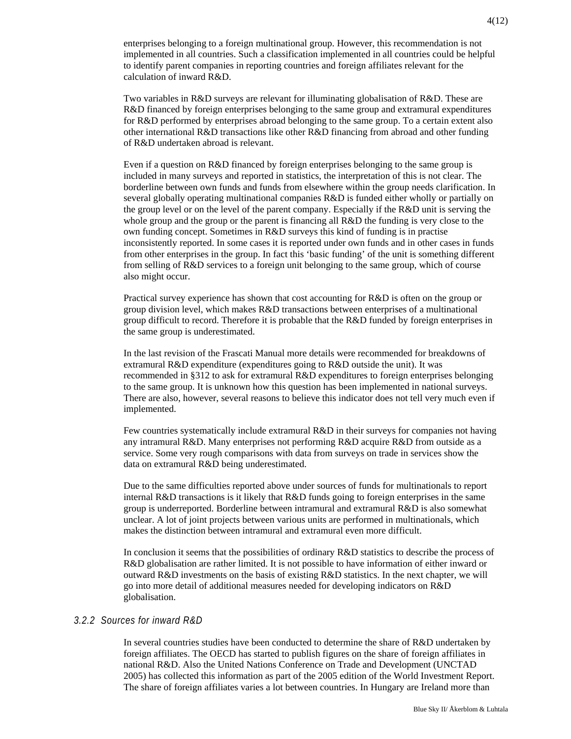enterprises belonging to a foreign multinational group. However, this recommendation is not implemented in all countries. Such a classification implemented in all countries could be helpful to identify parent companies in reporting countries and foreign affiliates relevant for the calculation of inward R&D.

Two variables in R&D surveys are relevant for illuminating globalisation of R&D. These are R&D financed by foreign enterprises belonging to the same group and extramural expenditures for R&D performed by enterprises abroad belonging to the same group. To a certain extent also other international R&D transactions like other R&D financing from abroad and other funding of R&D undertaken abroad is relevant.

Even if a question on R&D financed by foreign enterprises belonging to the same group is included in many surveys and reported in statistics, the interpretation of this is not clear. The borderline between own funds and funds from elsewhere within the group needs clarification. In several globally operating multinational companies R&D is funded either wholly or partially on the group level or on the level of the parent company. Especially if the R&D unit is serving the whole group and the group or the parent is financing all R&D the funding is very close to the own funding concept. Sometimes in R&D surveys this kind of funding is in practise inconsistently reported. In some cases it is reported under own funds and in other cases in funds from other enterprises in the group. In fact this 'basic funding' of the unit is something different from selling of R&D services to a foreign unit belonging to the same group, which of course also might occur.

Practical survey experience has shown that cost accounting for R&D is often on the group or group division level, which makes R&D transactions between enterprises of a multinational group difficult to record. Therefore it is probable that the R&D funded by foreign enterprises in the same group is underestimated.

In the last revision of the Frascati Manual more details were recommended for breakdowns of extramural R&D expenditure (expenditures going to R&D outside the unit). It was recommended in §312 to ask for extramural R&D expenditures to foreign enterprises belonging to the same group. It is unknown how this question has been implemented in national surveys. There are also, however, several reasons to believe this indicator does not tell very much even if implemented.

Few countries systematically include extramural R&D in their surveys for companies not having any intramural R&D. Many enterprises not performing R&D acquire R&D from outside as a service. Some very rough comparisons with data from surveys on trade in services show the data on extramural R&D being underestimated.

Due to the same difficulties reported above under sources of funds for multinationals to report internal R&D transactions is it likely that R&D funds going to foreign enterprises in the same group is underreported. Borderline between intramural and extramural R&D is also somewhat unclear. A lot of joint projects between various units are performed in multinationals, which makes the distinction between intramural and extramural even more difficult.

In conclusion it seems that the possibilities of ordinary R&D statistics to describe the process of R&D globalisation are rather limited. It is not possible to have information of either inward or outward R&D investments on the basis of existing R&D statistics. In the next chapter, we will go into more detail of additional measures needed for developing indicators on R&D globalisation.

### *3.2.2 Sources for inward R&D*

In several countries studies have been conducted to determine the share of R&D undertaken by foreign affiliates. The OECD has started to publish figures on the share of foreign affiliates in national R&D. Also the United Nations Conference on Trade and Development (UNCTAD 2005) has collected this information as part of the 2005 edition of the World Investment Report. The share of foreign affiliates varies a lot between countries. In Hungary are Ireland more than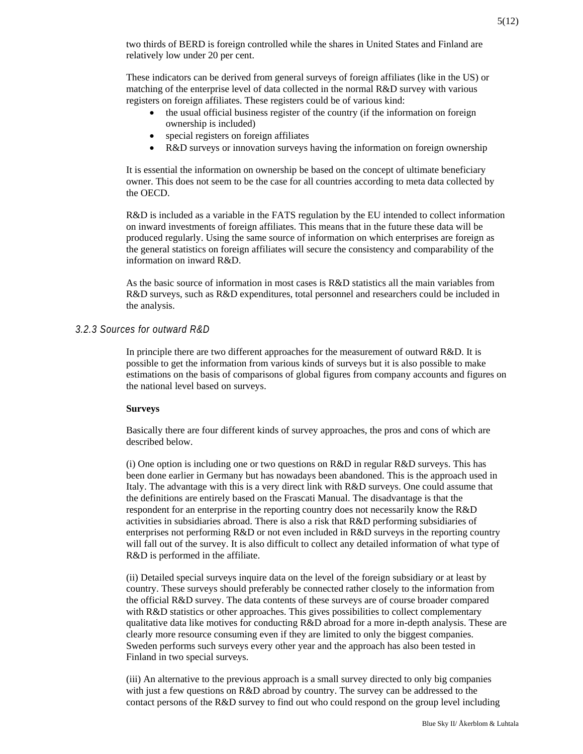two thirds of BERD is foreign controlled while the shares in United States and Finland are relatively low under 20 per cent.

These indicators can be derived from general surveys of foreign affiliates (like in the US) or matching of the enterprise level of data collected in the normal R&D survey with various registers on foreign affiliates. These registers could be of various kind:

- the usual official business register of the country (if the information on foreign ownership is included)
- special registers on foreign affiliates
- R&D surveys or innovation surveys having the information on foreign ownership

It is essential the information on ownership be based on the concept of ultimate beneficiary owner. This does not seem to be the case for all countries according to meta data collected by the OECD.

R&D is included as a variable in the FATS regulation by the EU intended to collect information on inward investments of foreign affiliates. This means that in the future these data will be produced regularly. Using the same source of information on which enterprises are foreign as the general statistics on foreign affiliates will secure the consistency and comparability of the information on inward R&D.

As the basic source of information in most cases is R&D statistics all the main variables from R&D surveys, such as R&D expenditures, total personnel and researchers could be included in the analysis.

### *3.2.3 Sources for outward R&D*

In principle there are two different approaches for the measurement of outward R&D. It is possible to get the information from various kinds of surveys but it is also possible to make estimations on the basis of comparisons of global figures from company accounts and figures on the national level based on surveys.

**Surveys**

Basically there are four different kinds of survey approaches, the pros and cons of which are described below.

(i) One option is including one or two questions on R&D in regular R&D surveys. This has been done earlier in Germany but has nowadays been abandoned. This is the approach used in Italy. The advantage with this is a very direct link with R&D surveys. One could assume that the definitions are entirely based on the Frascati Manual. The disadvantage is that the respondent for an enterprise in the reporting country does not necessarily know the R&D activities in subsidiaries abroad. There is also a risk that R&D performing subsidiaries of enterprises not performing R&D or not even included in R&D surveys in the reporting country will fall out of the survey. It is also difficult to collect any detailed information of what type of R&D is performed in the affiliate.

(ii) Detailed special surveys inquire data on the level of the foreign subsidiary or at least by country. These surveys should preferably be connected rather closely to the information from the official R&D survey. The data contents of these surveys are of course broader compared with R&D statistics or other approaches. This gives possibilities to collect complementary qualitative data like motives for conducting R&D abroad for a more in-depth analysis. These are clearly more resource consuming even if they are limited to only the biggest companies. Sweden performs such surveys every other year and the approach has also been tested in Finland in two special surveys.

(iii) An alternative to the previous approach is a small survey directed to only big companies with just a few questions on R&D abroad by country. The survey can be addressed to the contact persons of the R&D survey to find out who could respond on the group level including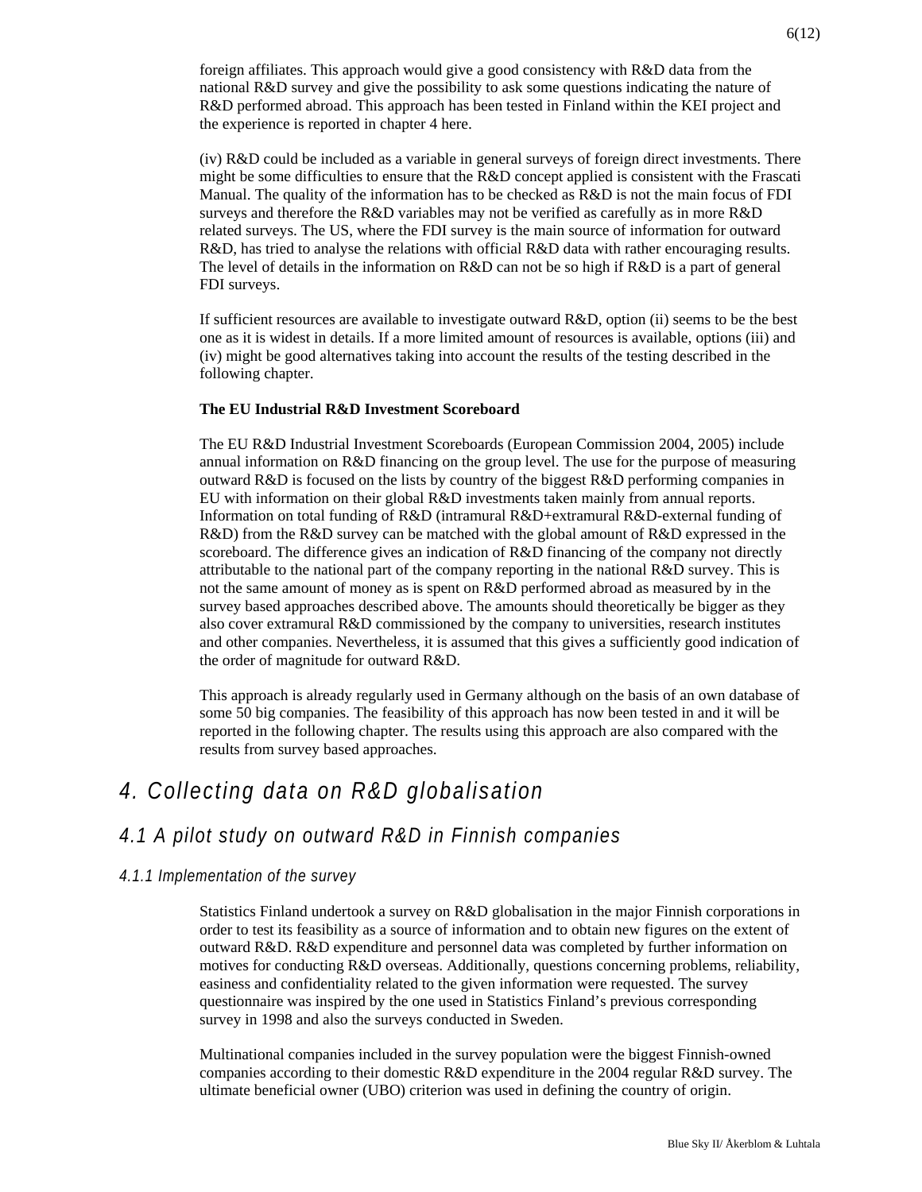foreign affiliates. This approach would give a good consistency with R&D data from the national R&D survey and give the possibility to ask some questions indicating the nature of R&D performed abroad. This approach has been tested in Finland within the KEI project and the experience is reported in chapter 4 here.

(iv) R&D could be included as a variable in general surveys of foreign direct investments. There might be some difficulties to ensure that the R&D concept applied is consistent with the Frascati Manual. The quality of the information has to be checked as R&D is not the main focus of FDI surveys and therefore the R&D variables may not be verified as carefully as in more R&D related surveys. The US, where the FDI survey is the main source of information for outward R&D, has tried to analyse the relations with official R&D data with rather encouraging results. The level of details in the information on R&D can not be so high if R&D is a part of general FDI surveys.

If sufficient resources are available to investigate outward R&D, option (ii) seems to be the best one as it is widest in details. If a more limited amount of resources is available, options (iii) and (iv) might be good alternatives taking into account the results of the testing described in the following chapter.

**The EU Industrial R&D Investment Scoreboard**

The EU R&D Industrial Investment Scoreboards (European Commission 2004, 2005) include annual information on R&D financing on the group level. The use for the purpose of measuring outward R&D is focused on the lists by country of the biggest R&D performing companies in EU with information on their global R&D investments taken mainly from annual reports. Information on total funding of R&D (intramural R&D+extramural R&D-external funding of R&D) from the R&D survey can be matched with the global amount of R&D expressed in the scoreboard. The difference gives an indication of R&D financing of the company not directly attributable to the national part of the company reporting in the national R&D survey. This is not the same amount of money as is spent on R&D performed abroad as measured by in the survey based approaches described above. The amounts should theoretically be bigger as they also cover extramural R&D commissioned by the company to universities, research institutes and other companies. Nevertheless, it is assumed that this gives a sufficiently good indication of the order of magnitude for outward R&D.

This approach is already regularly used in Germany although on the basis of an own database of some 50 big companies. The feasibility of this approach has now been tested in and it will be reported in the following chapter. The results using this approach are also compared with the results from survey based approaches.

# 4. Collecting data on R&D globalisation

## 4.1 A pilot study on outward R&D in Finnish companies

### 4.1.1 Implementation of the survey

Statistics Finland undertook a survey on R&D globalisation in the major Finnish corporations in order to test its feasibility as a source of information and to obtain new figures on the extent of outward R&D. R&D expenditure and personnel data was completed by further information on motives for conducting R&D overseas. Additionally, questions concerning problems, reliability, easiness and confidentiality related to the given information were requested. The survey questionnaire was inspired by the one used in Statistics Finland's previous corresponding survey in 1998 and also the surveys conducted in Sweden.

Multinational companies included in the survey population were the biggest Finnish-owned companies according to their domestic R&D expenditure in the 2004 regular R&D survey. The ultimate beneficial owner (UBO) criterion was used in defining the country of origin.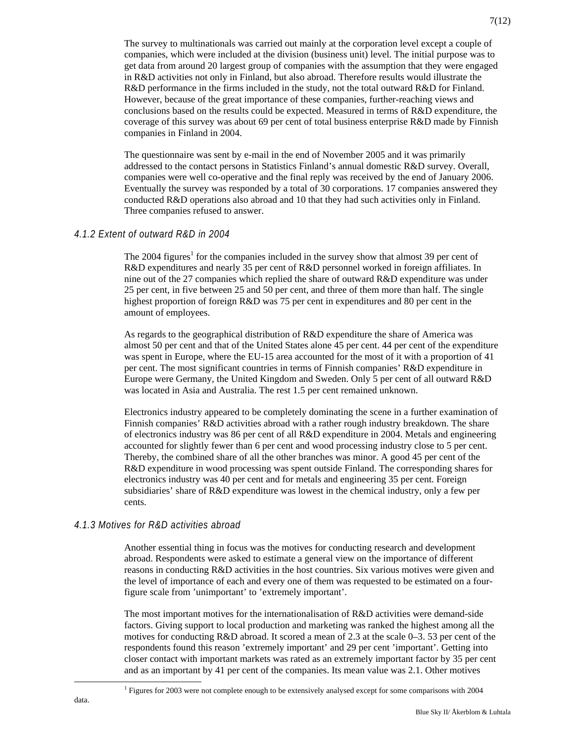The survey to multinationals was carried out mainly at the corporation level except a couple of companies, which were included at the division (business unit) level. The initial purpose was to get data from around 20 largest group of companies with the assumption that they were engaged in R&D activities not only in Finland, but also abroad. Therefore results would illustrate the R&D performance in the firms included in the study, not the total outward R&D for Finland. However, because of the great importance of these companies, further-reaching views and conclusions based on the results could be expected. Measured in terms of R&D expenditure, the coverage of this survey was about 69 per cent of total business enterprise R&D made by Finnish companies in Finland in 2004.

The questionnaire was sent by e-mail in the end of November 2005 and it was primarily addressed to the contact persons in Statistics Finland's annual domestic R&D survey. Overall, companies were well co-operative and the final reply was received by the end of January 2006. Eventually the survey was responded by a total of 30 corporations. 17 companies answered they conducted R&D operations also abroad and 10 that they had such activities only in Finland. Three companies refused to answer.

### *4.1.2 Extent of outward R&D in 2004*

The 2004 figures[1] for the companies included in the survey show that almost 39 per cent of R&D expenditures and nearly 35 per cent of R&D personnel worked in foreign affiliates. In nine out of the 27 companies which replied the share of outward R&D expenditure was under 25 per cent, in five between 25 and 50 per cent, and three of them more than half. The single highest proportion of foreign R&D was 75 per cent in expenditures and 80 per cent in the amount of employees.

As regards to the geographical distribution of R&D expenditure the share of America was almost 50 per cent and that of the United States alone 45 per cent. 44 per cent of the expenditure was spent in Europe, where the EU-15 area accounted for the most of it with a proportion of 41 per cent. The most significant countries in terms of Finnish companies' R&D expenditure in Europe were Germany, the United Kingdom and Sweden. Only 5 per cent of all outward R&D was located in Asia and Australia. The rest 1.5 per cent remained unknown.

Electronics industry appeared to be completely dominating the scene in a further examination of Finnish companies' R&D activities abroad with a rather rough industry breakdown. The share of electronics industry was 86 per cent of all R&D expenditure in 2004. Metals and engineering accounted for slightly fewer than 6 per cent and wood processing industry close to 5 per cent. Thereby, the combined share of all the other branches was minor. A good 45 per cent of the R&D expenditure in wood processing was spent outside Finland. The corresponding shares for electronics industry was 40 per cent and for metals and engineering 35 per cent. Foreign subsidiaries' share of R&D expenditure was lowest in the chemical industry, only a few per cents.

### *4.1.3 Motives for R&D activities abroad*

Another essential thing in focus was the motives for conducting research and development abroad. Respondents were asked to estimate a general view on the importance of different reasons in conducting R&D activities in the host countries. Six various motives were given and the level of importance of each and every one of them was requested to be estimated on a four-figure scale from 'unimportant' to 'extremely important'.

The most important motives for the internationalisation of R&D activities were demand-side factors. Giving support to local production and marketing was ranked the highest among all the motives for conducting R&D abroad. It scored a mean of 2.3 at the scale 0–3. 53 per cent of the respondents found this reason 'extremely important' and 29 per cent 'important'. Getting into closer contact with important markets was rated as an extremely important factor by 35 per cent and as an important by 41 per cent of the companies. Its mean value was 2.1. Other motives

[1] Figures for 2003 were not complete enough to be extensively analysed except for some comparisons with 2004 data.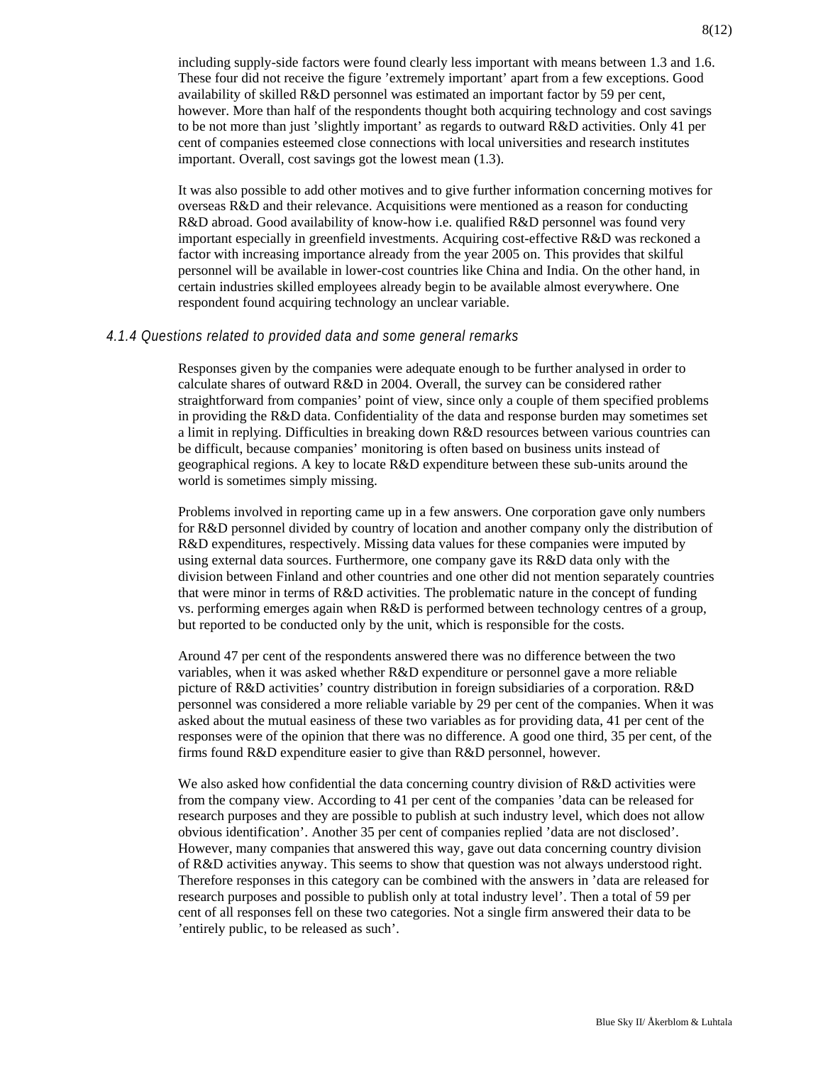including supply-side factors were found clearly less important with means between 1.3 and 1.6. These four did not receive the figure ’extremely important’ apart from a few exceptions. Good availability of skilled R&D personnel was estimated an important factor by 59 per cent, however. More than half of the respondents thought both acquiring technology and cost savings to be not more than just ’slightly important’ as regards to outward R&D activities. Only 41 per cent of companies esteemed close connections with local universities and research institutes important. Overall, cost savings got the lowest mean (1.3).

It was also possible to add other motives and to give further information concerning motives for overseas R&D and their relevance. Acquisitions were mentioned as a reason for conducting R&D abroad. Good availability of know-how i.e. qualified R&D personnel was found very important especially in greenfield investments. Acquiring cost-effective R&D was reckoned a factor with increasing importance already from the year 2005 on. This provides that skilful personnel will be available in lower-cost countries like China and India. On the other hand, in certain industries skilled employees already begin to be available almost everywhere. One respondent found acquiring technology an unclear variable.

#### *4.1.4 Questions related to provided data and some general remarks*

Responses given by the companies were adequate enough to be further analysed in order to calculate shares of outward R&D in 2004. Overall, the survey can be considered rather straightforward from companies’ point of view, since only a couple of them specified problems in providing the R&D data. Confidentiality of the data and response burden may sometimes set a limit in replying. Difficulties in breaking down R&D resources between various countries can be difficult, because companies’ monitoring is often based on business units instead of geographical regions. A key to locate R&D expenditure between these sub-units around the world is sometimes simply missing.

Problems involved in reporting came up in a few answers. One corporation gave only numbers for R&D personnel divided by country of location and another company only the distribution of R&D expenditures, respectively. Missing data values for these companies were imputed by using external data sources. Furthermore, one company gave its R&D data only with the division between Finland and other countries and one other did not mention separately countries that were minor in terms of R&D activities. The problematic nature in the concept of funding vs. performing emerges again when R&D is performed between technology centres of a group, but reported to be conducted only by the unit, which is responsible for the costs.

Around 47 per cent of the respondents answered there was no difference between the two variables, when it was asked whether R&D expenditure or personnel gave a more reliable picture of R&D activities’ country distribution in foreign subsidiaries of a corporation. R&D personnel was considered a more reliable variable by 29 per cent of the companies. When it was asked about the mutual easiness of these two variables as for providing data, 41 per cent of the responses were of the opinion that there was no difference. A good one third, 35 per cent, of the firms found R&D expenditure easier to give than R&D personnel, however.

We also asked how confidential the data concerning country division of R&D activities were from the company view. According to 41 per cent of the companies ’data can be released for research purposes and they are possible to publish at such industry level, which does not allow obvious identification’. Another 35 per cent of companies replied ’data are not disclosed’. However, many companies that answered this way, gave out data concerning country division of R&D activities anyway. This seems to show that question was not always understood right. Therefore responses in this category can be combined with the answers in ’data are released for research purposes and possible to publish only at total industry level’. Then a total of 59 per cent of all responses fell on these two categories. Not a single firm answered their data to be ’entirely public, to be released as such’.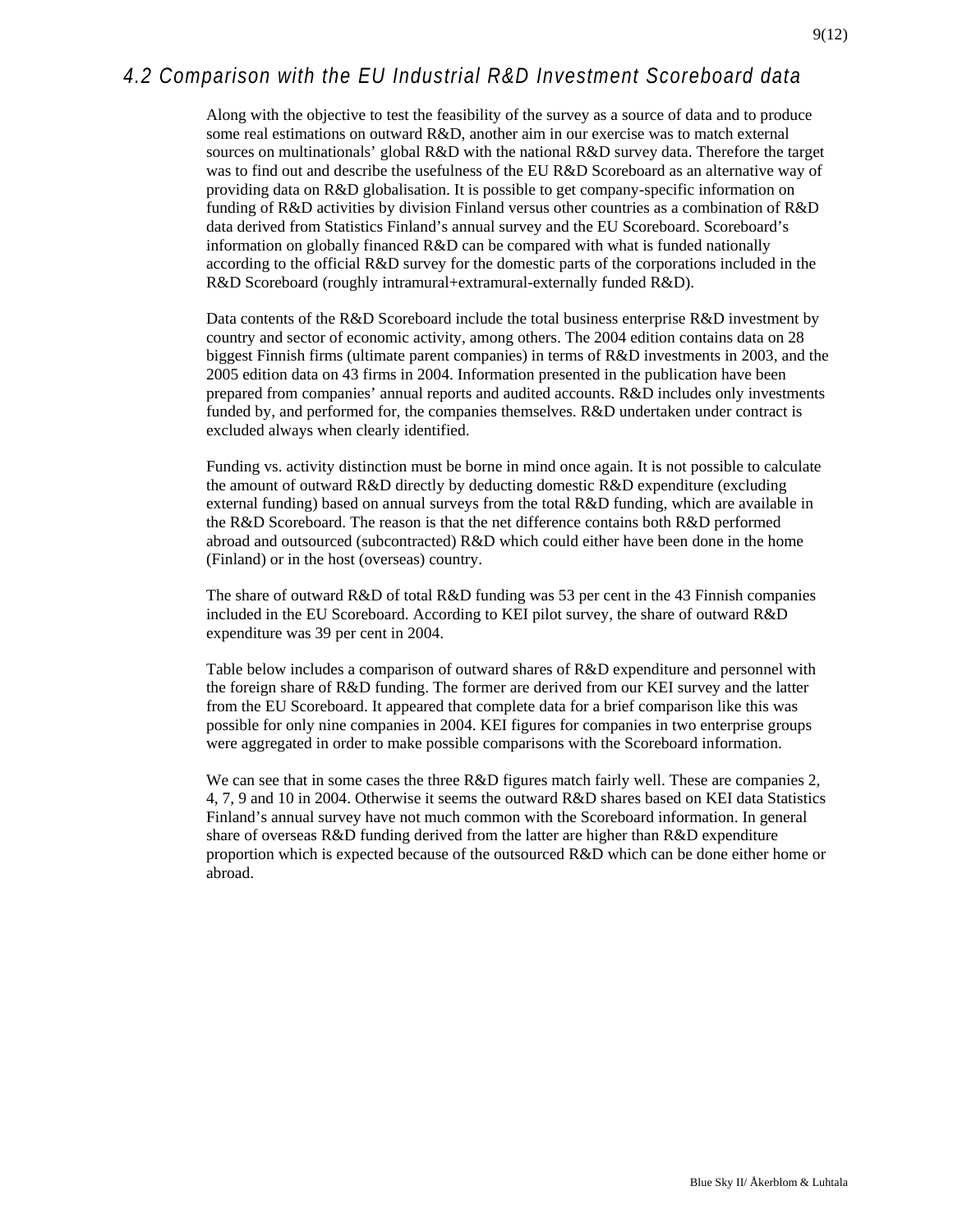## 4.2 Comparison with the EU Industrial R&D Investment Scoreboard data

Along with the objective to test the feasibility of the survey as a source of data and to produce some real estimations on outward R&D, another aim in our exercise was to match external sources on multinationals' global R&D with the national R&D survey data. Therefore the target was to find out and describe the usefulness of the EU R&D Scoreboard as an alternative way of providing data on R&D globalisation. It is possible to get company-specific information on funding of R&D activities by division Finland versus other countries as a combination of R&D data derived from Statistics Finland's annual survey and the EU Scoreboard. Scoreboard's information on globally financed R&D can be compared with what is funded nationally according to the official R&D survey for the domestic parts of the corporations included in the R&D Scoreboard (roughly intramural+extramural-externally funded R&D).

Data contents of the R&D Scoreboard include the total business enterprise R&D investment by country and sector of economic activity, among others. The 2004 edition contains data on 28 biggest Finnish firms (ultimate parent companies) in terms of R&D investments in 2003, and the 2005 edition data on 43 firms in 2004. Information presented in the publication have been prepared from companies' annual reports and audited accounts. R&D includes only investments funded by, and performed for, the companies themselves. R&D undertaken under contract is excluded always when clearly identified.

Funding vs. activity distinction must be borne in mind once again. It is not possible to calculate the amount of outward R&D directly by deducting domestic R&D expenditure (excluding external funding) based on annual surveys from the total R&D funding, which are available in the R&D Scoreboard. The reason is that the net difference contains both R&D performed abroad and outsourced (subcontracted) R&D which could either have been done in the home (Finland) or in the host (overseas) country.

The share of outward R&D of total R&D funding was 53 per cent in the 43 Finnish companies included in the EU Scoreboard. According to KEI pilot survey, the share of outward R&D expenditure was 39 per cent in 2004.

Table below includes a comparison of outward shares of R&D expenditure and personnel with the foreign share of R&D funding. The former are derived from our KEI survey and the latter from the EU Scoreboard. It appeared that complete data for a brief comparison like this was possible for only nine companies in 2004. KEI figures for companies in two enterprise groups were aggregated in order to make possible comparisons with the Scoreboard information.

We can see that in some cases the three R&D figures match fairly well. These are companies 2, 4, 7, 9 and 10 in 2004. Otherwise it seems the outward R&D shares based on KEI data Statistics Finland's annual survey have not much common with the Scoreboard information. In general share of overseas R&D funding derived from the latter are higher than R&D expenditure proportion which is expected because of the outsourced R&D which can be done either home or abroad.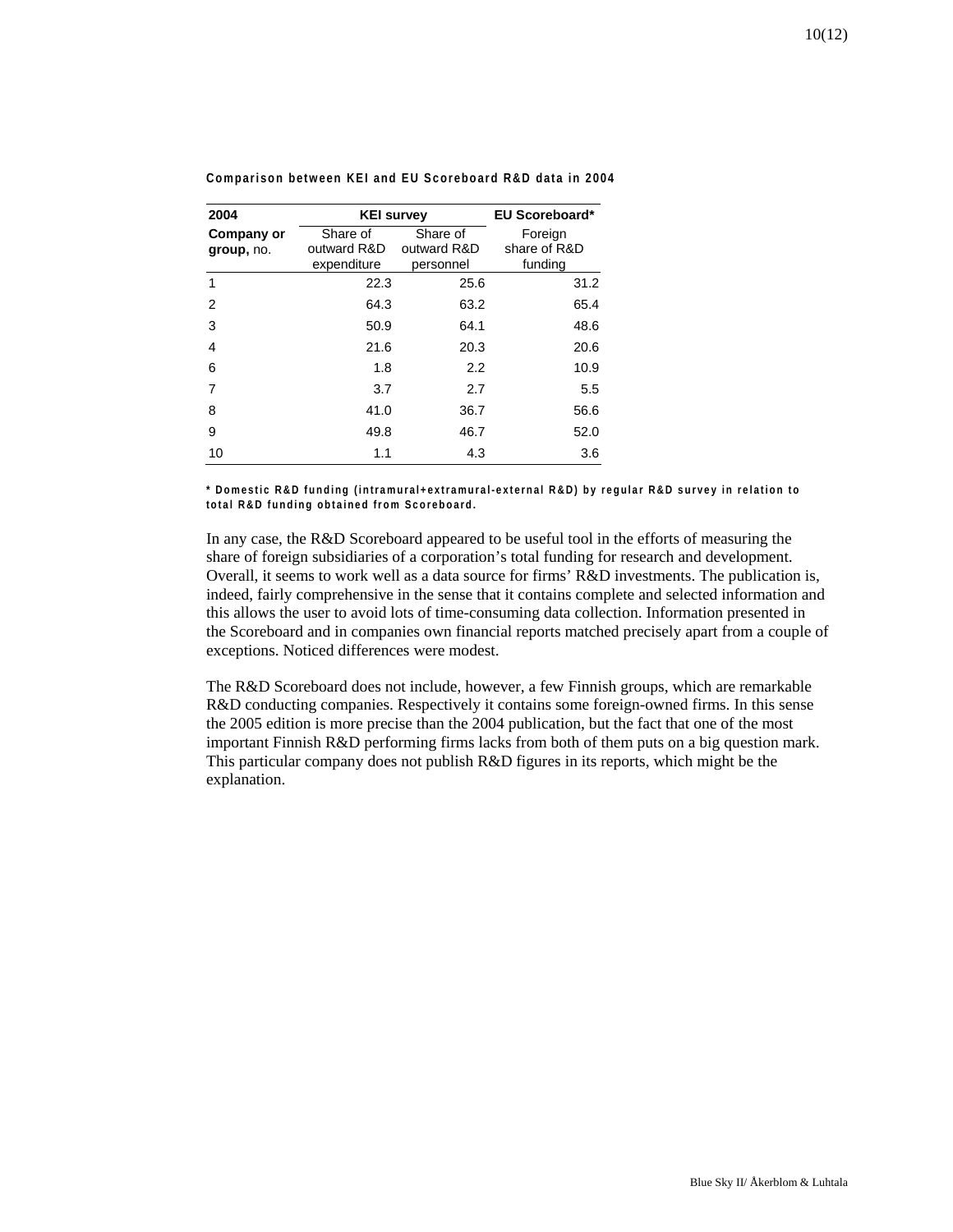**Comparison between KEI and EU Scoreboard R&D data in 2004**

| 2004 | KEI survey | | EU Scoreboard* |
|---|---|---|---|
| **Company or group,** no. | Share of outward R&D expenditure | Share of outward R&D personnel | Foreign share of R&D funding |
| 1 | 22.3 | 25.6 | 31.2 |
| 2 | 64.3 | 63.2 | 65.4 |
| 3 | 50.9 | 64.1 | 48.6 |
| 4 | 21.6 | 20.3 | 20.6 |
| 6 | 1.8 | 2.2 | 10.9 |
| 7 | 3.7 | 2.7 | 5.5 |
| 8 | 41.0 | 36.7 | 56.6 |
| 9 | 49.8 | 46.7 | 52.0 |
| 10 | 1.1 | 4.3 | 3.6 |

**\* Domestic R&D funding (intramural+extramural-external R&D) by regular R&D survey in relation to total R&D funding obtained from Scoreboard.**

In any case, the R&D Scoreboard appeared to be useful tool in the efforts of measuring the share of foreign subsidiaries of a corporation's total funding for research and development. Overall, it seems to work well as a data source for firms' R&D investments. The publication is, indeed, fairly comprehensive in the sense that it contains complete and selected information and this allows the user to avoid lots of time-consuming data collection. Information presented in the Scoreboard and in companies own financial reports matched precisely apart from a couple of exceptions. Noticed differences were modest.

The R&D Scoreboard does not include, however, a few Finnish groups, which are remarkable R&D conducting companies. Respectively it contains some foreign-owned firms. In this sense the 2005 edition is more precise than the 2004 publication, but the fact that one of the most important Finnish R&D performing firms lacks from both of them puts on a big question mark. This particular company does not publish R&D figures in its reports, which might be the explanation.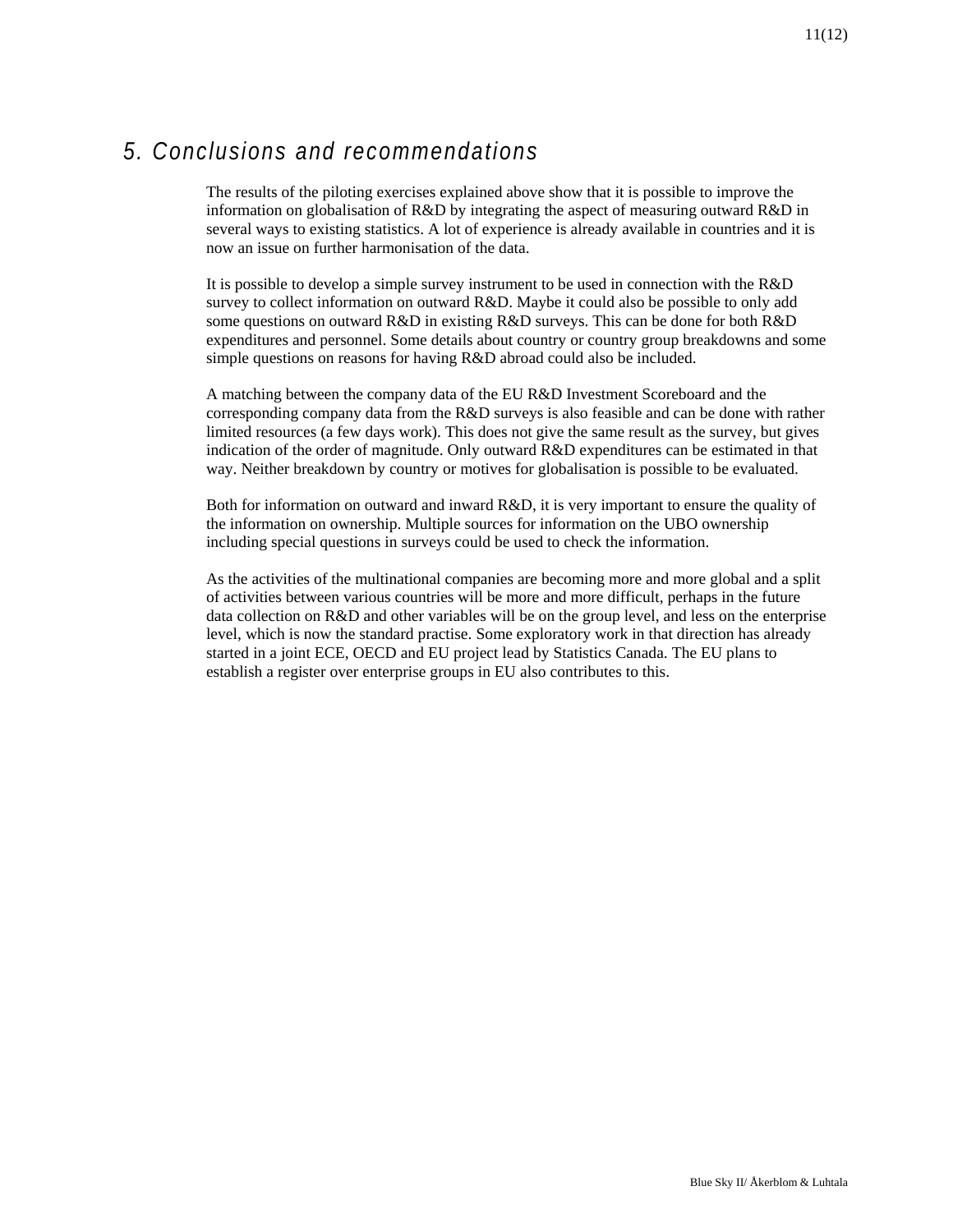## *5. Conclusions and recommendations*

The results of the piloting exercises explained above show that it is possible to improve the information on globalisation of R&D by integrating the aspect of measuring outward R&D in several ways to existing statistics. A lot of experience is already available in countries and it is now an issue on further harmonisation of the data.

It is possible to develop a simple survey instrument to be used in connection with the R&D survey to collect information on outward R&D. Maybe it could also be possible to only add some questions on outward R&D in existing R&D surveys. This can be done for both R&D expenditures and personnel. Some details about country or country group breakdowns and some simple questions on reasons for having R&D abroad could also be included.

A matching between the company data of the EU R&D Investment Scoreboard and the corresponding company data from the R&D surveys is also feasible and can be done with rather limited resources (a few days work). This does not give the same result as the survey, but gives indication of the order of magnitude. Only outward R&D expenditures can be estimated in that way. Neither breakdown by country or motives for globalisation is possible to be evaluated.

Both for information on outward and inward R&D, it is very important to ensure the quality of the information on ownership. Multiple sources for information on the UBO ownership including special questions in surveys could be used to check the information.

As the activities of the multinational companies are becoming more and more global and a split of activities between various countries will be more and more difficult, perhaps in the future data collection on R&D and other variables will be on the group level, and less on the enterprise level, which is now the standard practise. Some exploratory work in that direction has already started in a joint ECE, OECD and EU project lead by Statistics Canada. The EU plans to establish a register over enterprise groups in EU also contributes to this.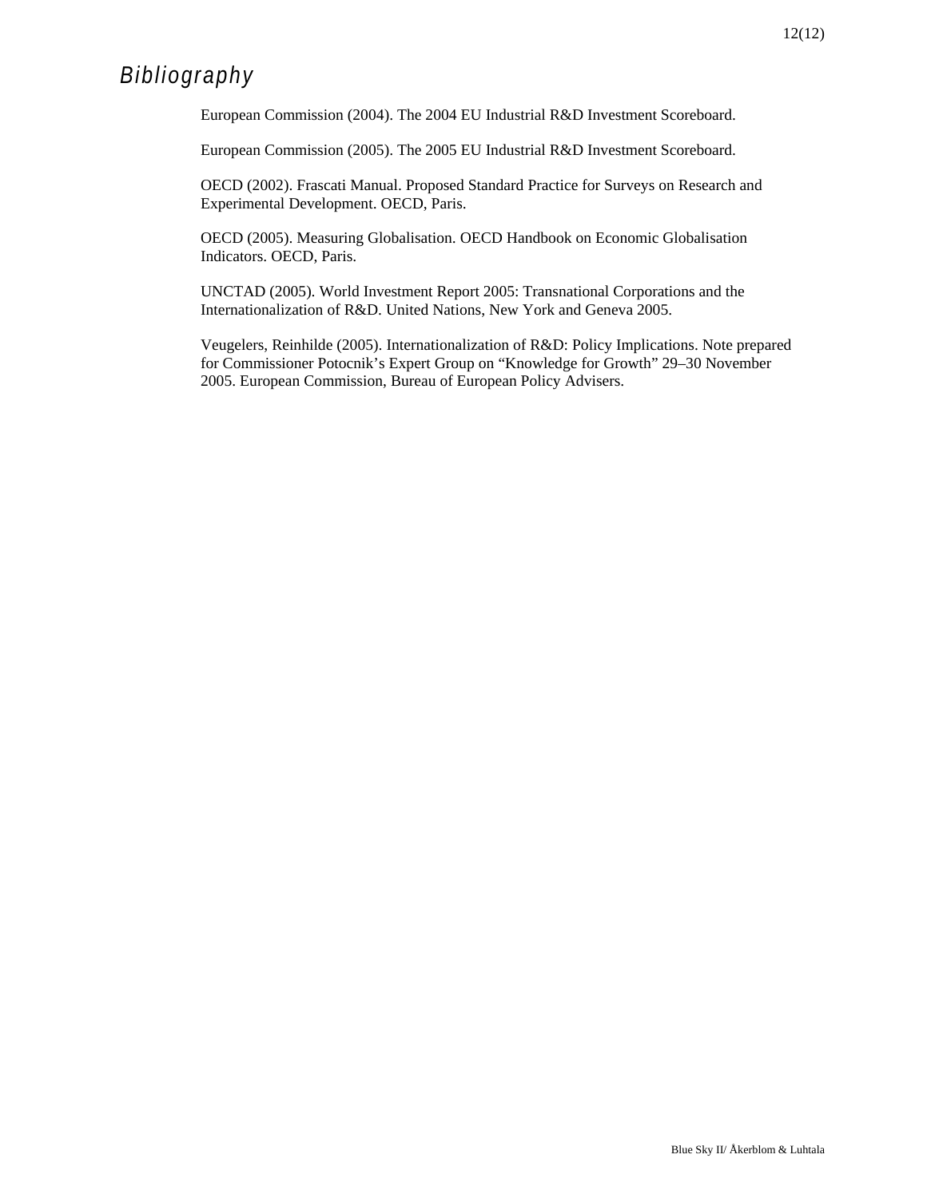# *Bibliography*

European Commission (2004). The 2004 EU Industrial R&D Investment Scoreboard.

European Commission (2005). The 2005 EU Industrial R&D Investment Scoreboard.

OECD (2002). Frascati Manual. Proposed Standard Practice for Surveys on Research and Experimental Development. OECD, Paris.

OECD (2005). Measuring Globalisation. OECD Handbook on Economic Globalisation Indicators. OECD, Paris.

UNCTAD (2005). World Investment Report 2005: Transnational Corporations and the Internationalization of R&D. United Nations, New York and Geneva 2005.

Veugelers, Reinhilde (2005). Internationalization of R&D: Policy Implications. Note prepared for Commissioner Potocnik's Expert Group on "Knowledge for Growth" 29–30 November 2005. European Commission, Bureau of European Policy Advisers.